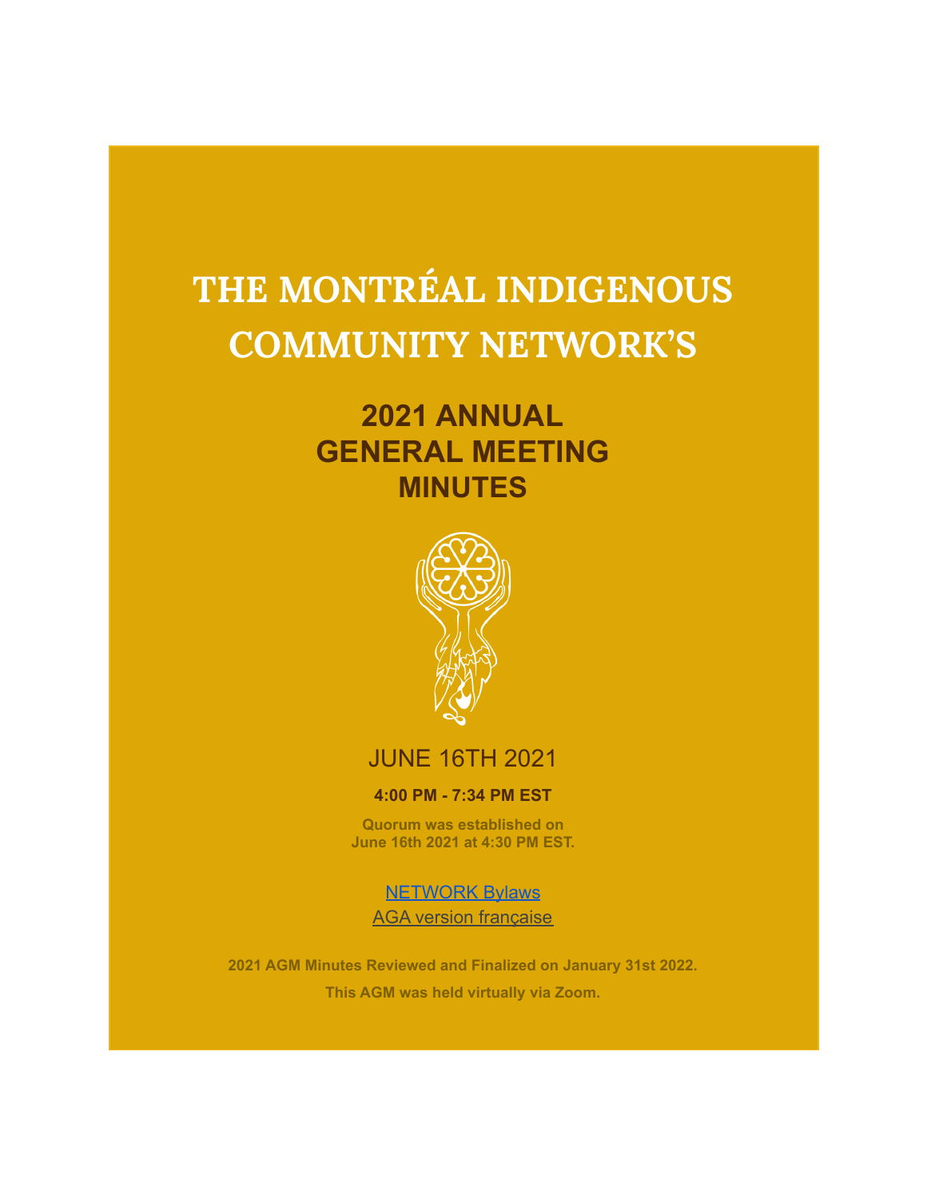# THE MONTRÉAL INDIGENOUS COMMUNITY NETWORK'S

## 2021 ANNUAL GENERAL MEETING MINUTES

JUNE 16TH 2021

**4:00 PM - 7:34 PM EST**

**Quorum was established on June 16th 2021 at 4:30 PM EST.**

NETWORK Bylaws

AGA version française

**2021 AGM Minutes Reviewed and Finalized on January 31st 2022.**

**This AGM was held virtually via Zoom.**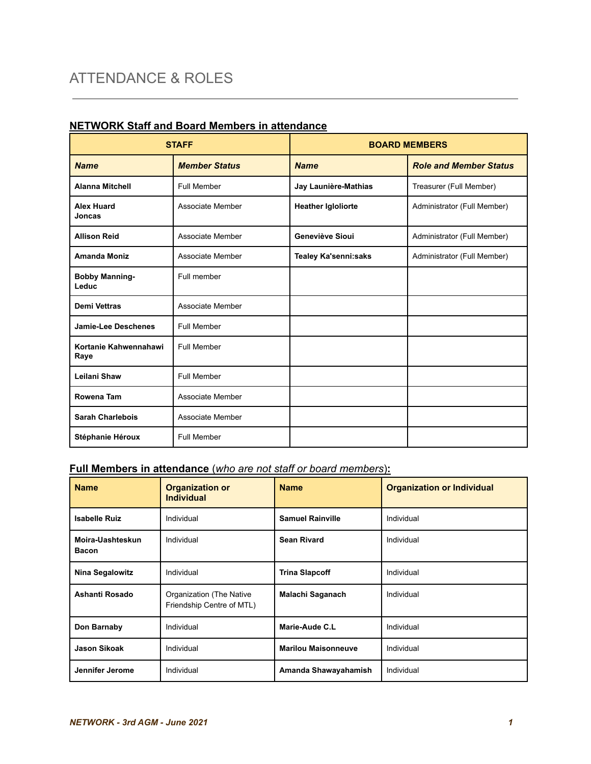# ATTENDANCE & ROLES

## NETWORK Staff and Board Members in attendance

| STAFF | | BOARD MEMBERS | |
|---|---|---|---|
| ***Name*** | ***Member Status*** | ***Name*** | ***Role and Member Status*** |
| **Alanna Mitchell** | Full Member | **Jay Launière-Mathias** | Treasurer (Full Member) |
| **Alex Huard Joncas** | Associate Member | **Heather Igloliorte** | Administrator (Full Member) |
| **Allison Reid** | Associate Member | **Geneviève Sioui** | Administrator (Full Member) |
| **Amanda Moniz** | Associate Member | **Tealey Ka'senni:saks** | Administrator (Full Member) |
| **Bobby Manning-Leduc** | Full member | | |
| **Demi Vettras** | Associate Member | | |
| **Jamie-Lee Deschenes** | Full Member | | |
| **Kortanie Kahwennahawi Raye** | Full Member | | |
| **Leilani Shaw** | Full Member | | |
| **Rowena Tam** | Associate Member | | |
| **Sarah Charlebois** | Associate Member | | |
| **Stéphanie Héroux** | Full Member | | |

## Full Members in attendance (*who are not staff or board members*):

| Name | Organization or Individual | Name | Organization or Individual |
|---|---|---|---|
| **Isabelle Ruiz** | Individual | **Samuel Rainville** | Individual |
| **Moira-Uashteskun Bacon** | Individual | **Sean Rivard** | Individual |
| **Nina Segalowitz** | Individual | **Trina Slapcoff** | Individual |
| **Ashanti Rosado** | Organization (The Native Friendship Centre of MTL) | **Malachi Saganach** | Individual |
| **Don Barnaby** | Individual | **Marie-Aude C.L** | Individual |
| **Jason Sikoak** | Individual | **Marilou Maisonneuve** | Individual |
| **Jennifer Jerome** | Individual | **Amanda Shawayahamish** | Individual |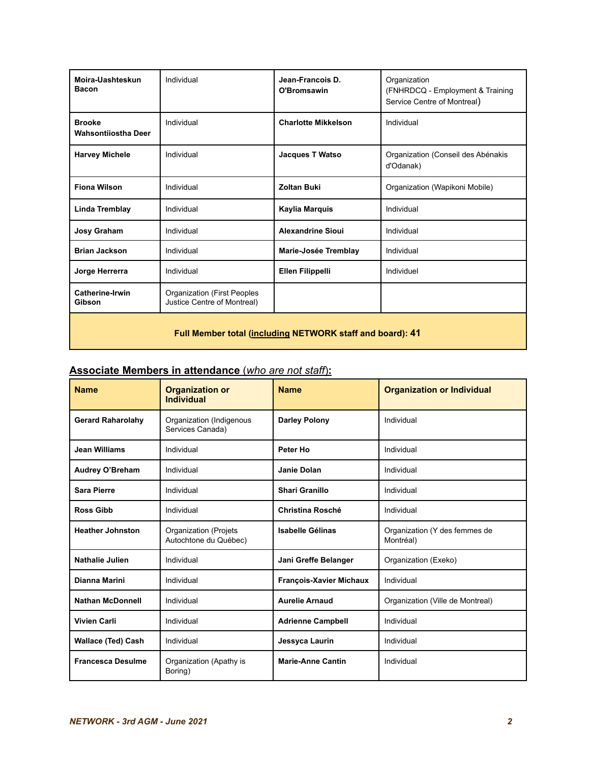| | | | |
|---|---|---|---|
| **Moira-Uashteskun Bacon** | Individual | **Jean-Francois D. O'Bromsawin** | Organization (FNHRDCQ - Employment & Training Service Centre of Montreal) |
| **Brooke Wahsontiiostha Deer** | Individual | **Charlotte Mikkelson** | Individual |
| **Harvey Michele** | Individual | **Jacques T Watso** | Organization (Conseil des Abénakis d'Odanak) |
| **Fiona Wilson** | Individual | **Zoltan Buki** | Organization (Wapikoni Mobile) |
| **Linda Tremblay** | Individual | **Kaylia Marquis** | Individual |
| **Josy Graham** | Individual | **Alexandrine Sioui** | Individual |
| **Brian Jackson** | Individual | **Marie-Josée Tremblay** | Individual |
| **Jorge Herrerra** | Individual | **Ellen Filippelli** | Individuel |
| **Catherine-Irwin Gibson** | Organization (First Peoples Justice Centre of Montreal) | | |
| **Full Member total (including NETWORK staff and board): 41** | | | |

## Associate Members in attendance (*who are not staff*):

| Name | Organization or Individual | Name | Organization or Individual |
|---|---|---|---|
| **Gerard Raharolahy** | Organization (Indigenous Services Canada) | **Darley Polony** | Individual |
| **Jean Williams** | Individual | **Peter Ho** | Individual |
| **Audrey O'Breham** | Individual | **Janie Dolan** | Individual |
| **Sara Pierre** | Individual | **Shari Granillo** | Individual |
| **Ross Gibb** | Individual | **Christina Rosché** | Individual |
| **Heather Johnston** | Organization (Projets Autochtone du Québec) | **Isabelle Gélinas** | Organization (Y des femmes de Montréal) |
| **Nathalie Julien** | Individual | **Jani Greffe Belanger** | Organization (Exeko) |
| **Dianna Marini** | Individual | **François-Xavier Michaux** | Individual |
| **Nathan McDonnell** | Individual | **Aurelie Arnaud** | Organization (Ville de Montreal) |
| **Vivien Carli** | Individual | **Adrienne Campbell** | Individual |
| **Wallace (Ted) Cash** | Individual | **Jessyca Laurin** | Individual |
| **Francesca Desulme** | Organization (Apathy is Boring) | **Marie-Anne Cantin** | Individual |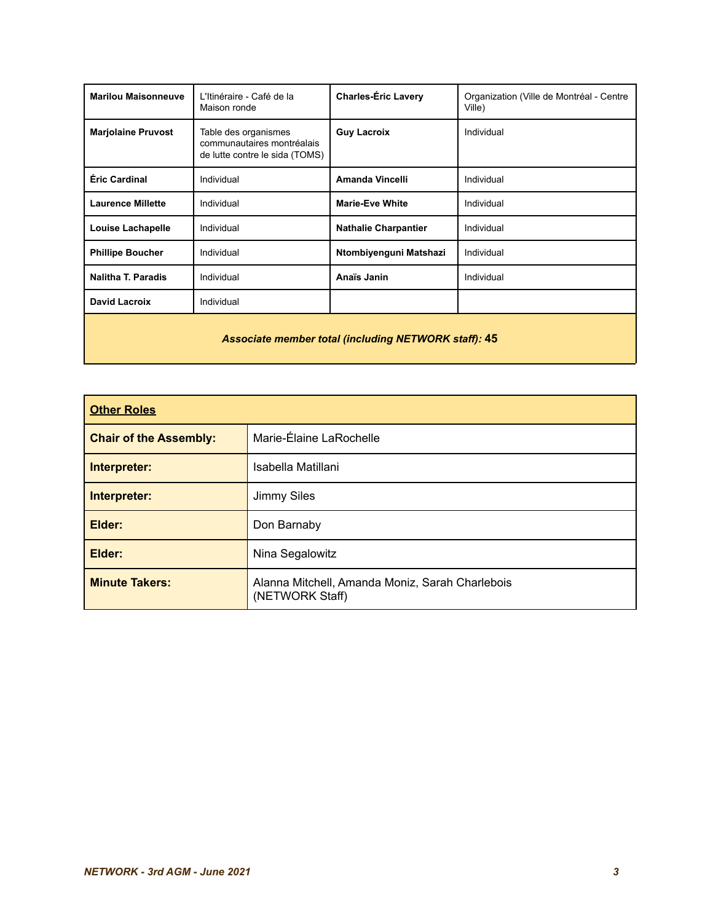| | | | |
|---|---|---|---|
| **Marilou Maisonneuve** | L'Itinéraire - Café de la Maison ronde | **Charles-Éric Lavery** | Organization (Ville de Montréal - Centre Ville) |
| **Marjolaine Pruvost** | Table des organismes communautaires montréalais de lutte contre le sida (TOMS) | **Guy Lacroix** | Individual |
| **Éric Cardinal** | Individual | **Amanda Vincelli** | Individual |
| **Laurence Millette** | Individual | **Marie-Eve White** | Individual |
| **Louise Lachapelle** | Individual | **Nathalie Charpantier** | Individual |
| **Phillipe Boucher** | Individual | **Ntombiyenguni Matshazi** | Individual |
| **Nalitha T. Paradis** | Individual | **Anaïs Janin** | Individual |
| **David Lacroix** | Individual | | |
| ***Associate member total (including NETWORK staff):* 45** | | | |

| **Other Roles** | |
|---|---|
| **Chair of the Assembly:** | Marie-Élaine LaRochelle |
| **Interpreter:** | Isabella Matillani |
| **Interpreter:** | Jimmy Siles |
| **Elder:** | Don Barnaby |
| **Elder:** | Nina Segalowitz |
| **Minute Takers:** | Alanna Mitchell, Amanda Moniz, Sarah Charlebois (NETWORK Staff) |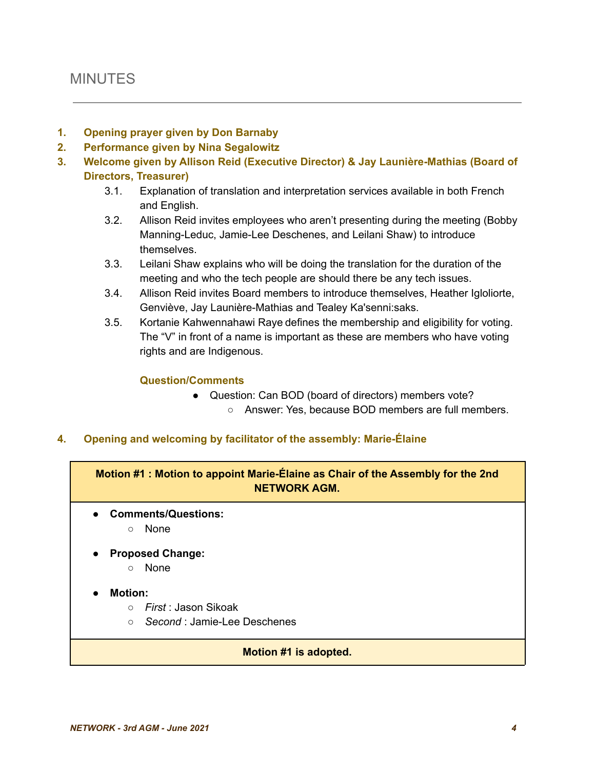# MINUTES

1. **Opening prayer given by Don Barnaby**
2. **Performance given by Nina Segalowitz**
3. **Welcome given by Allison Reid (Executive Director) & Jay Launière-Mathias (Board of Directors, Treasurer)**
   - 3.1. Explanation of translation and interpretation services available in both French and English.
   - 3.2. Allison Reid invites employees who aren't presenting during the meeting (Bobby Manning-Leduc, Jamie-Lee Deschenes, and Leilani Shaw) to introduce themselves.
   - 3.3. Leilani Shaw explains who will be doing the translation for the duration of the meeting and who the tech people are should there be any tech issues.
   - 3.4. Allison Reid invites Board members to introduce themselves, Heather Igloliorte, Genviève, Jay Launière-Mathias and Tealey Ka'senni:saks.
   - 3.5. Kortanie Kahwennahawi Raye defines the membership and eligibility for voting. The "V" in front of a name is important as these are members who have voting rights and are Indigenous.

   **Question/Comments**

   - Question: Can BOD (board of directors) members vote?
     - Answer: Yes, because BOD members are full members.

4. **Opening and welcoming by facilitator of the assembly: Marie-Élaine**

| **Motion #1 : Motion to appoint Marie-Élaine as Chair of the Assembly for the 2nd NETWORK AGM.** |
|---|
| • **Comments/Questions:**<br>  ○ None<br>• **Proposed Change:**<br>  ○ None<br>• **Motion:**<br>  ○ *First* : Jason Sikoak<br>  ○ *Second* : Jamie-Lee Deschenes |
| **Motion #1 is adopted.** |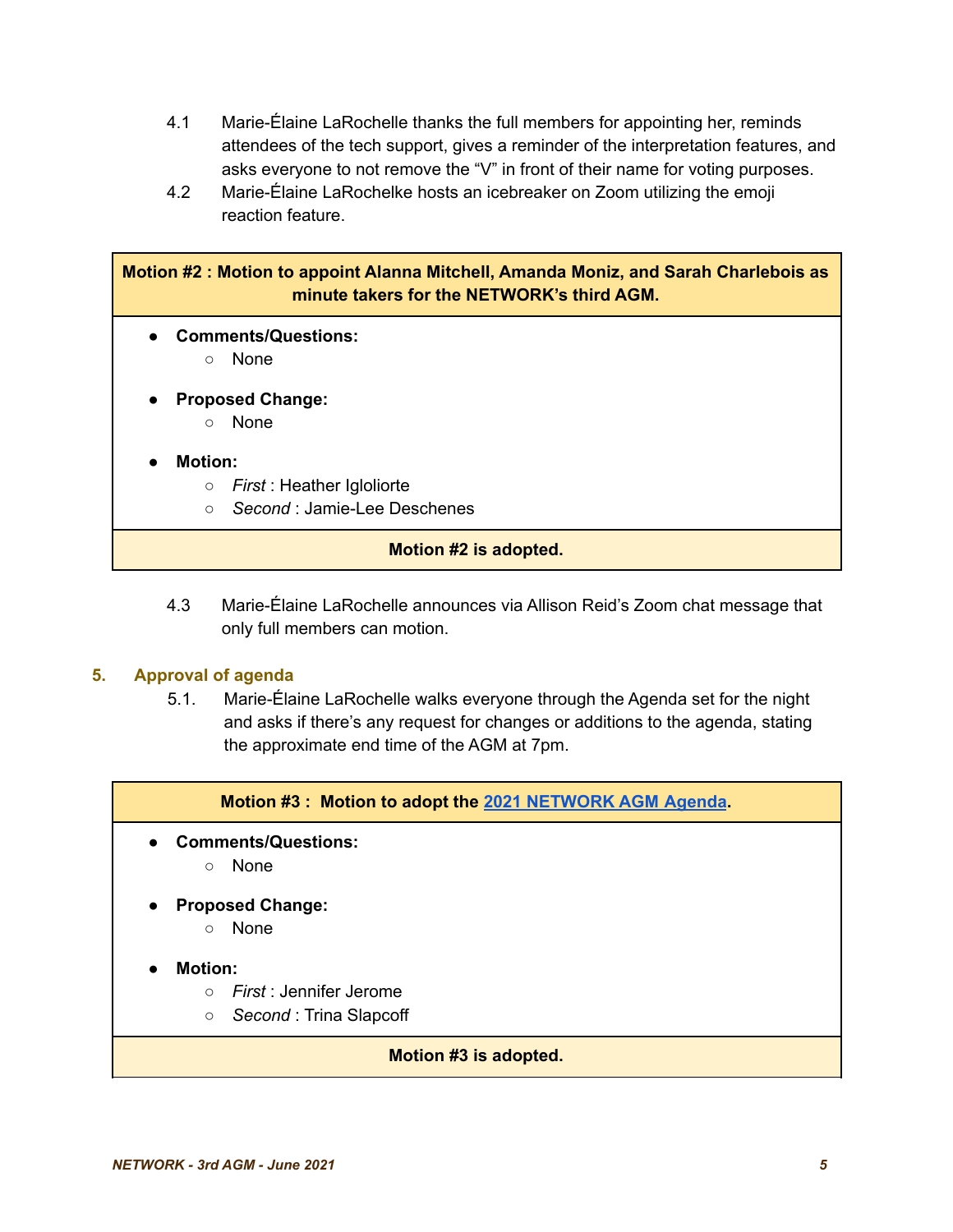4.1 Marie-Élaine LaRochelle thanks the full members for appointing her, reminds attendees of the tech support, gives a reminder of the interpretation features, and asks everyone to not remove the "V" in front of their name for voting purposes.

4.2 Marie-Élaine LaRochelke hosts an icebreaker on Zoom utilizing the emoji reaction feature.

| **Motion #2 : Motion to appoint Alanna Mitchell, Amanda Moniz, and Sarah Charlebois as minute takers for the NETWORK's third AGM.** |
|---|
| • **Comments/Questions:**<br>  ○ None<br><br>• **Proposed Change:**<br>  ○ None<br><br>• **Motion:**<br>  ○ *First* : Heather Igloliorte<br>  ○ *Second* : Jamie-Lee Deschenes |
| **Motion #2 is adopted.** |

4.3 Marie-Élaine LaRochelle announces via Allison Reid's Zoom chat message that only full members can motion.

## 5. Approval of agenda

5.1. Marie-Élaine LaRochelle walks everyone through the Agenda set for the night and asks if there's any request for changes or additions to the agenda, stating the approximate end time of the AGM at 7pm.

| **Motion #3 : Motion to adopt the 2021 NETWORK AGM Agenda.** |
|---|
| • **Comments/Questions:**<br>  ○ None<br><br>• **Proposed Change:**<br>  ○ None<br><br>• **Motion:**<br>  ○ *First* : Jennifer Jerome<br>  ○ *Second* : Trina Slapcoff |
| **Motion #3 is adopted.** |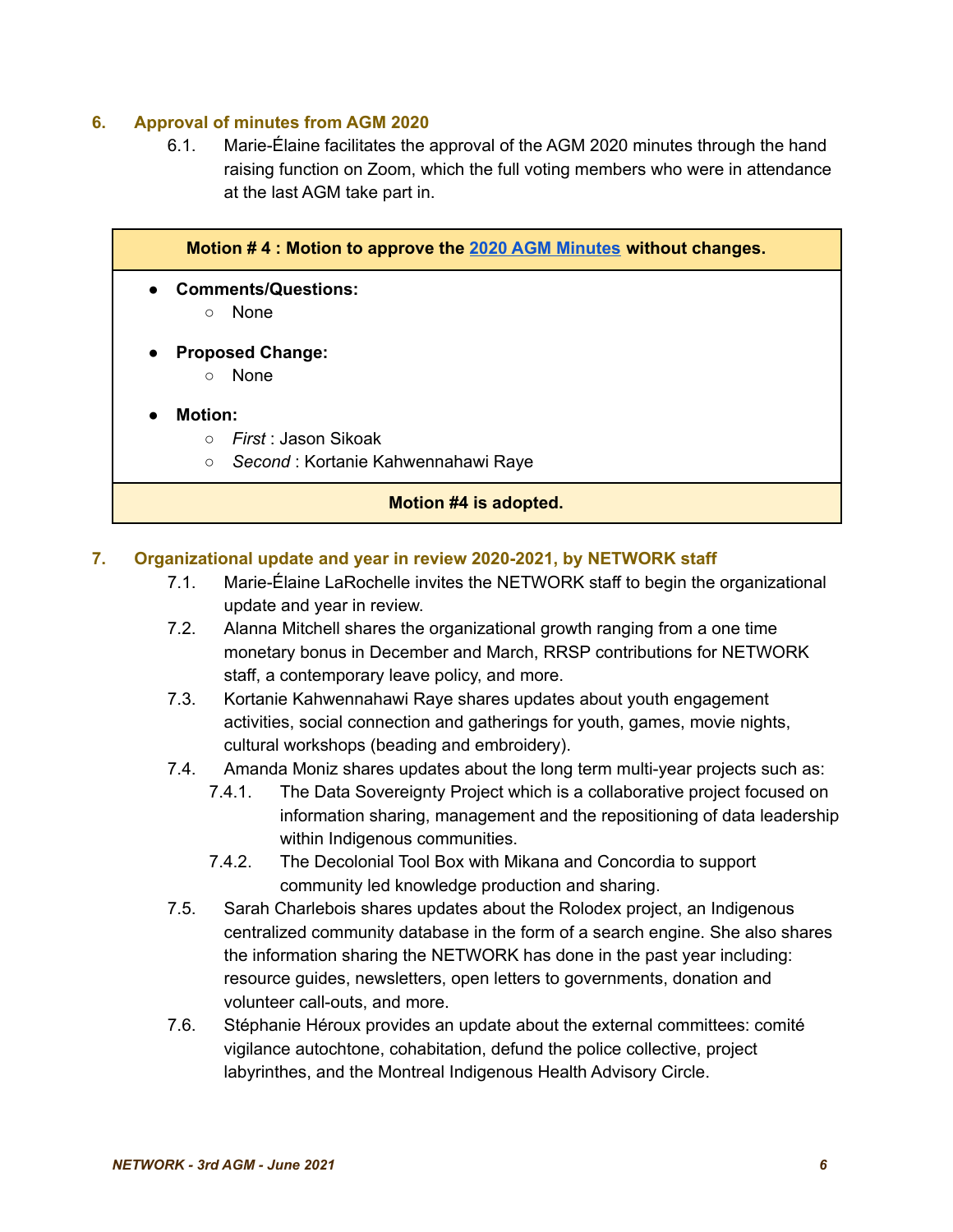## 6. Approval of minutes from AGM 2020

6.1. Marie-Élaine facilitates the approval of the AGM 2020 minutes through the hand raising function on Zoom, which the full voting members who were in attendance at the last AGM take part in.

| **Motion # 4 : Motion to approve the 2020 AGM Minutes without changes.** |
|---|
| • **Comments/Questions:**<br>  ○ None<br>• **Proposed Change:**<br>  ○ None<br>• **Motion:**<br>  ○ *First* : Jason Sikoak<br>  ○ *Second* : Kortanie Kahwennahawi Raye |
| **Motion #4 is adopted.** |

## 7. Organizational update and year in review 2020-2021, by NETWORK staff

7.1. Marie-Élaine LaRochelle invites the NETWORK staff to begin the organizational update and year in review.

7.2. Alanna Mitchell shares the organizational growth ranging from a one time monetary bonus in December and March, RRSP contributions for NETWORK staff, a contemporary leave policy, and more.

7.3. Kortanie Kahwennahawi Raye shares updates about youth engagement activities, social connection and gatherings for youth, games, movie nights, cultural workshops (beading and embroidery).

7.4. Amanda Moniz shares updates about the long term multi-year projects such as:

7.4.1. The Data Sovereignty Project which is a collaborative project focused on information sharing, management and the repositioning of data leadership within Indigenous communities.

7.4.2. The Decolonial Tool Box with Mikana and Concordia to support community led knowledge production and sharing.

7.5. Sarah Charlebois shares updates about the Rolodex project, an Indigenous centralized community database in the form of a search engine. She also shares the information sharing the NETWORK has done in the past year including: resource guides, newsletters, open letters to governments, donation and volunteer call-outs, and more.

7.6. Stéphanie Héroux provides an update about the external committees: comité vigilance autochtone, cohabitation, defund the police collective, project labyrinthes, and the Montreal Indigenous Health Advisory Circle.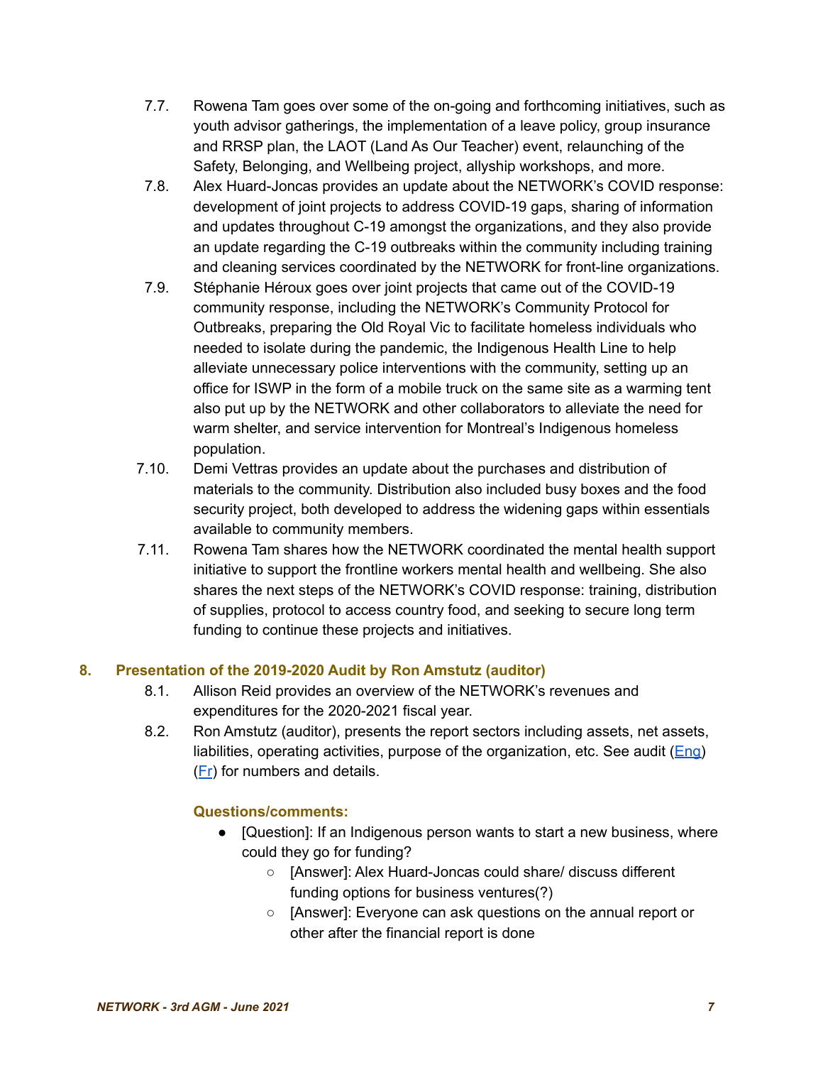7.7. Rowena Tam goes over some of the on-going and forthcoming initiatives, such as youth advisor gatherings, the implementation of a leave policy, group insurance and RRSP plan, the LAOT (Land As Our Teacher) event, relaunching of the Safety, Belonging, and Wellbeing project, allyship workshops, and more.

7.8. Alex Huard-Joncas provides an update about the NETWORK's COVID response: development of joint projects to address COVID-19 gaps, sharing of information and updates throughout C-19 amongst the organizations, and they also provide an update regarding the C-19 outbreaks within the community including training and cleaning services coordinated by the NETWORK for front-line organizations.

7.9. Stéphanie Héroux goes over joint projects that came out of the COVID-19 community response, including the NETWORK's Community Protocol for Outbreaks, preparing the Old Royal Vic to facilitate homeless individuals who needed to isolate during the pandemic, the Indigenous Health Line to help alleviate unnecessary police interventions with the community, setting up an office for ISWP in the form of a mobile truck on the same site as a warming tent also put up by the NETWORK and other collaborators to alleviate the need for warm shelter, and service intervention for Montreal's Indigenous homeless population.

7.10. Demi Vettras provides an update about the purchases and distribution of materials to the community. Distribution also included busy boxes and the food security project, both developed to address the widening gaps within essentials available to community members.

7.11. Rowena Tam shares how the NETWORK coordinated the mental health support initiative to support the frontline workers mental health and wellbeing. She also shares the next steps of the NETWORK's COVID response: training, distribution of supplies, protocol to access country food, and seeking to secure long term funding to continue these projects and initiatives.

## 8. Presentation of the 2019-2020 Audit by Ron Amstutz (auditor)

8.1. Allison Reid provides an overview of the NETWORK's revenues and expenditures for the 2020-2021 fiscal year.

8.2. Ron Amstutz (auditor), presents the report sectors including assets, net assets, liabilities, operating activities, purpose of the organization, etc. See audit (Eng) (Fr) for numbers and details.

**Questions/comments:**

- [Question]: If an Indigenous person wants to start a new business, where could they go for funding?
  - [Answer]: Alex Huard-Joncas could share/ discuss different funding options for business ventures(?)
  - [Answer]: Everyone can ask questions on the annual report or other after the financial report is done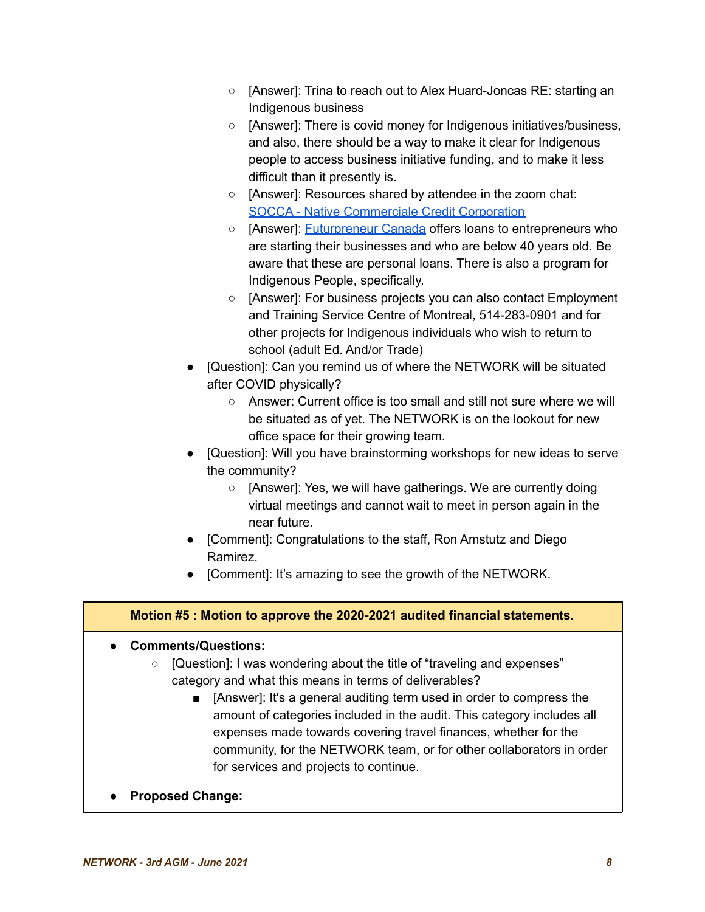- [Answer]: Trina to reach out to Alex Huard-Joncas RE: starting an Indigenous business
  - [Answer]: There is covid money for Indigenous initiatives/business, and also, there should be a way to make it clear for Indigenous people to access business initiative funding, and to make it less difficult than it presently is.
  - [Answer]: Resources shared by attendee in the zoom chat: [SOCCA - Native Commerciale Credit Corporation]()
  - [Answer]: [Futurpreneur Canada]() offers loans to entrepreneurs who are starting their businesses and who are below 40 years old. Be aware that these are personal loans. There is also a program for Indigenous People, specifically.
  - [Answer]: For business projects you can also contact Employment and Training Service Centre of Montreal, 514-283-0901 and for other projects for Indigenous individuals who wish to return to school (adult Ed. And/or Trade)
- [Question]: Can you remind us of where the NETWORK will be situated after COVID physically?
  - Answer: Current office is too small and still not sure where we will be situated as of yet. The NETWORK is on the lookout for new office space for their growing team.
- [Question]: Will you have brainstorming workshops for new ideas to serve the community?
  - [Answer]: Yes, we will have gatherings. We are currently doing virtual meetings and cannot wait to meet in person again in the near future.
- [Comment]: Congratulations to the staff, Ron Amstutz and Diego Ramirez.
- [Comment]: It's amazing to see the growth of the NETWORK.

**Motion #5 : Motion to approve the 2020-2021 audited financial statements.**

- **Comments/Questions:**
  - [Question]: I was wondering about the title of "traveling and expenses" category and what this means in terms of deliverables?
    - [Answer]: It's a general auditing term used in order to compress the amount of categories included in the audit. This category includes all expenses made towards covering travel finances, whether for the community, for the NETWORK team, or for other collaborators in order for services and projects to continue.
- **Proposed Change:**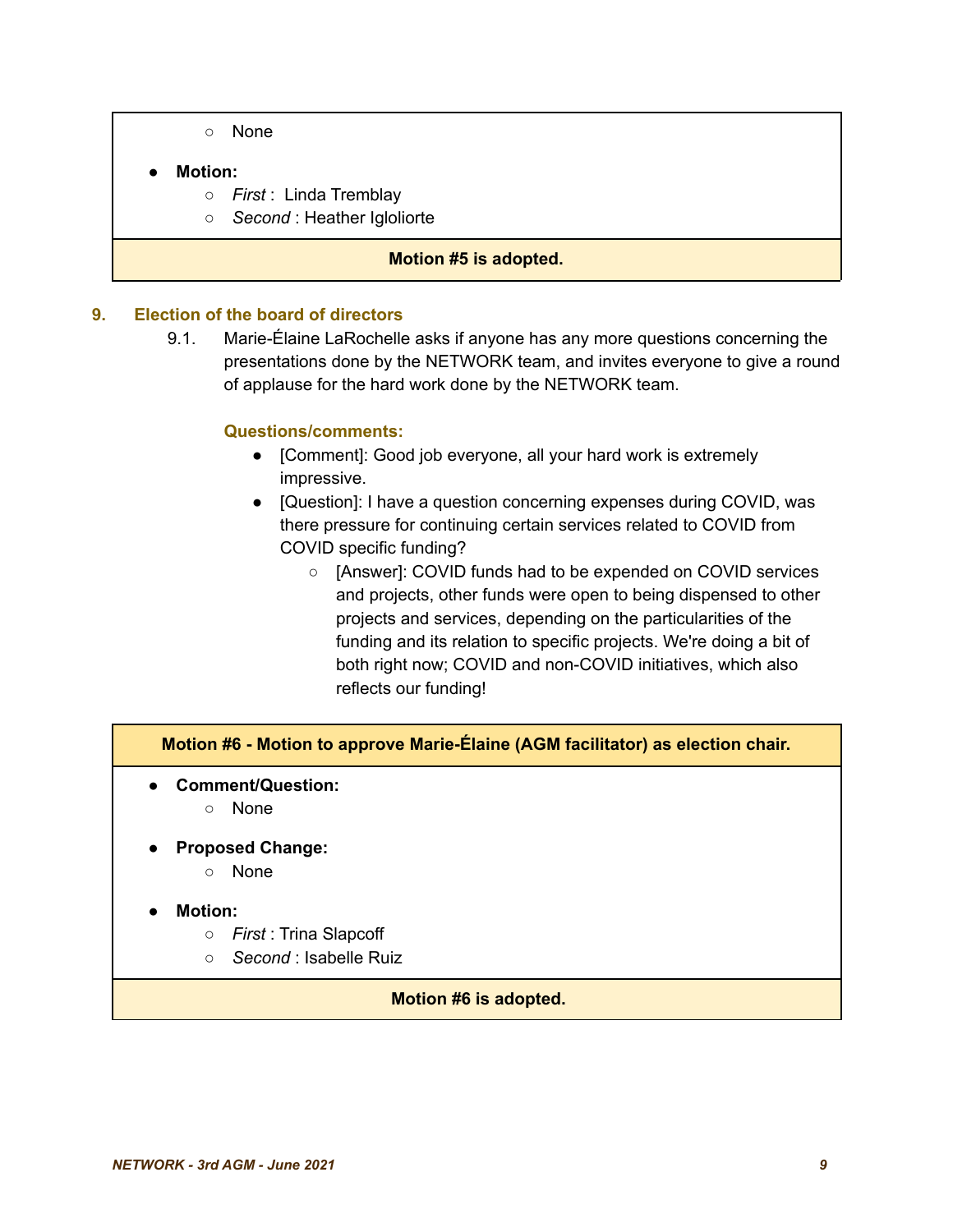- None

- **Motion:**
  - *First* : Linda Tremblay
  - *Second* : Heather Igloliorte

**Motion #5 is adopted.**

## 9. Election of the board of directors

9.1. Marie-Élaine LaRochelle asks if anyone has any more questions concerning the presentations done by the NETWORK team, and invites everyone to give a round of applause for the hard work done by the NETWORK team.

**Questions/comments:**

- [Comment]: Good job everyone, all your hard work is extremely impressive.
- [Question]: I have a question concerning expenses during COVID, was there pressure for continuing certain services related to COVID from COVID specific funding?
  - [Answer]: COVID funds had to be expended on COVID services and projects, other funds were open to being dispensed to other projects and services, depending on the particularities of the funding and its relation to specific projects. We're doing a bit of both right now; COVID and non-COVID initiatives, which also reflects our funding!

**Motion #6 - Motion to approve Marie-Élaine (AGM facilitator) as election chair.**

- **Comment/Question:**
  - None

- **Proposed Change:**
  - None

- **Motion:**
  - *First* : Trina Slapcoff
  - *Second* : Isabelle Ruiz

**Motion #6 is adopted.**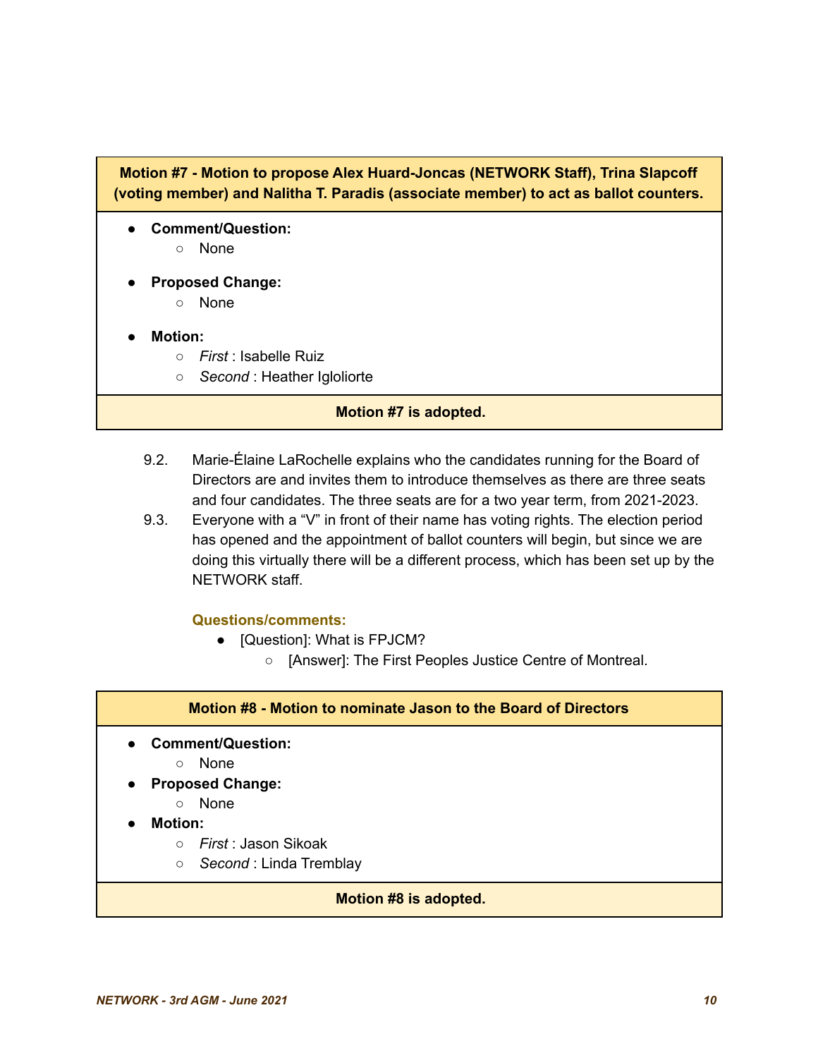**Motion #7 - Motion to propose Alex Huard-Joncas (NETWORK Staff), Trina Slapcoff (voting member) and Nalitha T. Paradis (associate member) to act as ballot counters.**

- **Comment/Question:**
  - None
- **Proposed Change:**
  - None
- **Motion:**
  - *First* : Isabelle Ruiz
  - *Second* : Heather Igloliorte

**Motion #7 is adopted.**

9.2. Marie-Élaine LaRochelle explains who the candidates running for the Board of Directors are and invites them to introduce themselves as there are three seats and four candidates. The three seats are for a two year term, from 2021-2023.

9.3. Everyone with a “V” in front of their name has voting rights. The election period has opened and the appointment of ballot counters will begin, but since we are doing this virtually there will be a different process, which has been set up by the NETWORK staff.

**Questions/comments:**

- [Question]: What is FPJCM?
  - [Answer]: The First Peoples Justice Centre of Montreal.

**Motion #8 - Motion to nominate Jason to the Board of Directors**

- **Comment/Question:**
  - None
- **Proposed Change:**
  - None
- **Motion:**
  - *First* : Jason Sikoak
  - *Second* : Linda Tremblay

**Motion #8 is adopted.**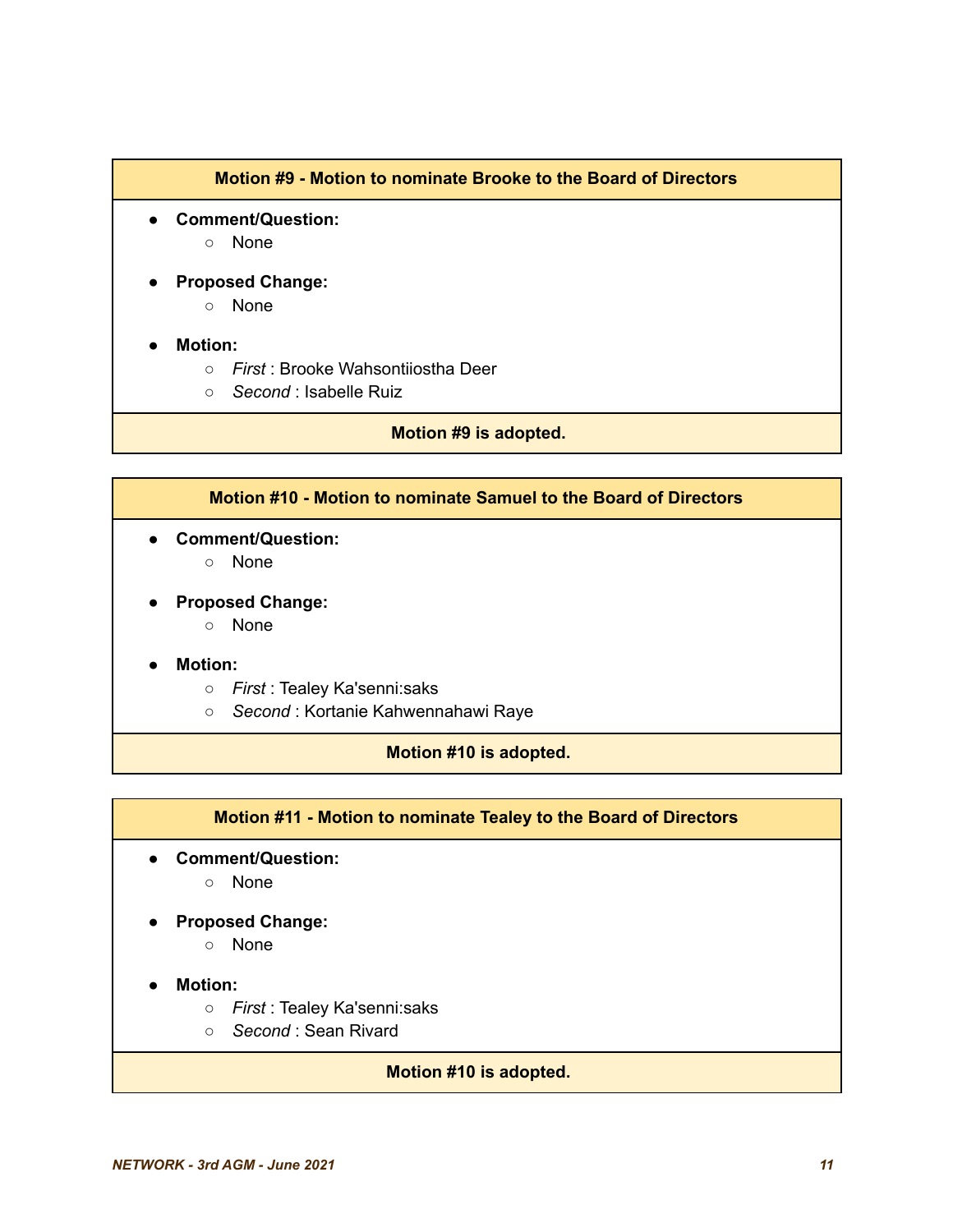**Motion #9 - Motion to nominate Brooke to the Board of Directors**

- **Comment/Question:**
  - None
- **Proposed Change:**
  - None
- **Motion:**
  - *First* : Brooke Wahsontiiostha Deer
  - *Second* : Isabelle Ruiz

**Motion #9 is adopted.**

**Motion #10 - Motion to nominate Samuel to the Board of Directors**

- **Comment/Question:**
  - None
- **Proposed Change:**
  - None
- **Motion:**
  - *First* : Tealey Ka'senni:saks
  - *Second* : Kortanie Kahwennahawi Raye

**Motion #10 is adopted.**

**Motion #11 - Motion to nominate Tealey to the Board of Directors**

- **Comment/Question:**
  - None
- **Proposed Change:**
  - None
- **Motion:**
  - *First* : Tealey Ka'senni:saks
  - *Second* : Sean Rivard

**Motion #10 is adopted.**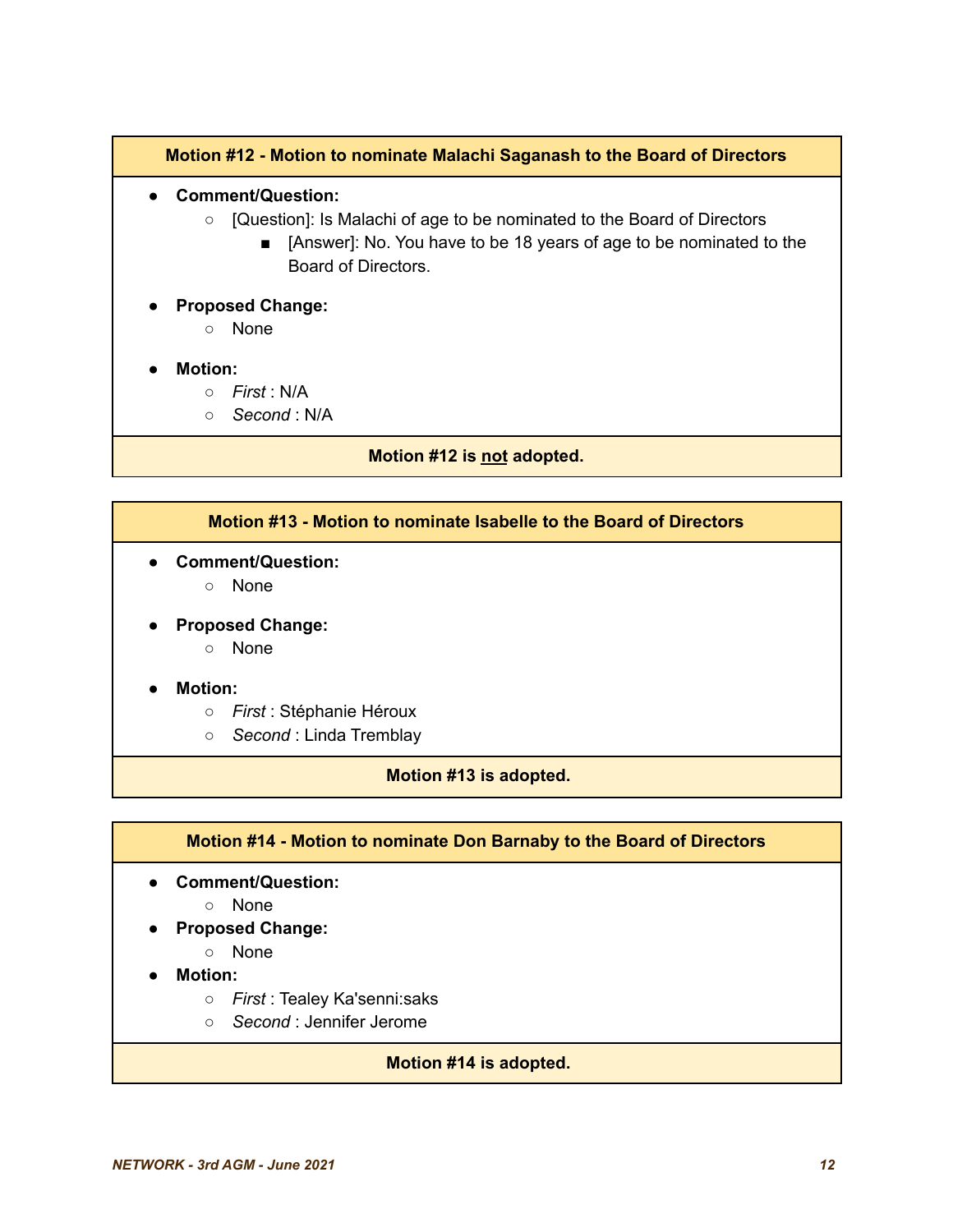**Motion #12 - Motion to nominate Malachi Saganash to the Board of Directors**

- **Comment/Question:**
  - [Question]: Is Malachi of age to be nominated to the Board of Directors
    - [Answer]: No. You have to be 18 years of age to be nominated to the Board of Directors.
- **Proposed Change:**
  - None
- **Motion:**
  - *First* : N/A
  - *Second* : N/A

**Motion #12 is <u>not</u> adopted.**

**Motion #13 - Motion to nominate Isabelle to the Board of Directors**

- **Comment/Question:**
  - None
- **Proposed Change:**
  - None
- **Motion:**
  - *First* : Stéphanie Héroux
  - *Second* : Linda Tremblay

**Motion #13 is adopted.**

**Motion #14 - Motion to nominate Don Barnaby to the Board of Directors**

- **Comment/Question:**
  - None
- **Proposed Change:**
  - None
- **Motion:**
  - *First* : Tealey Ka'senni:saks
  - *Second* : Jennifer Jerome

**Motion #14 is adopted.**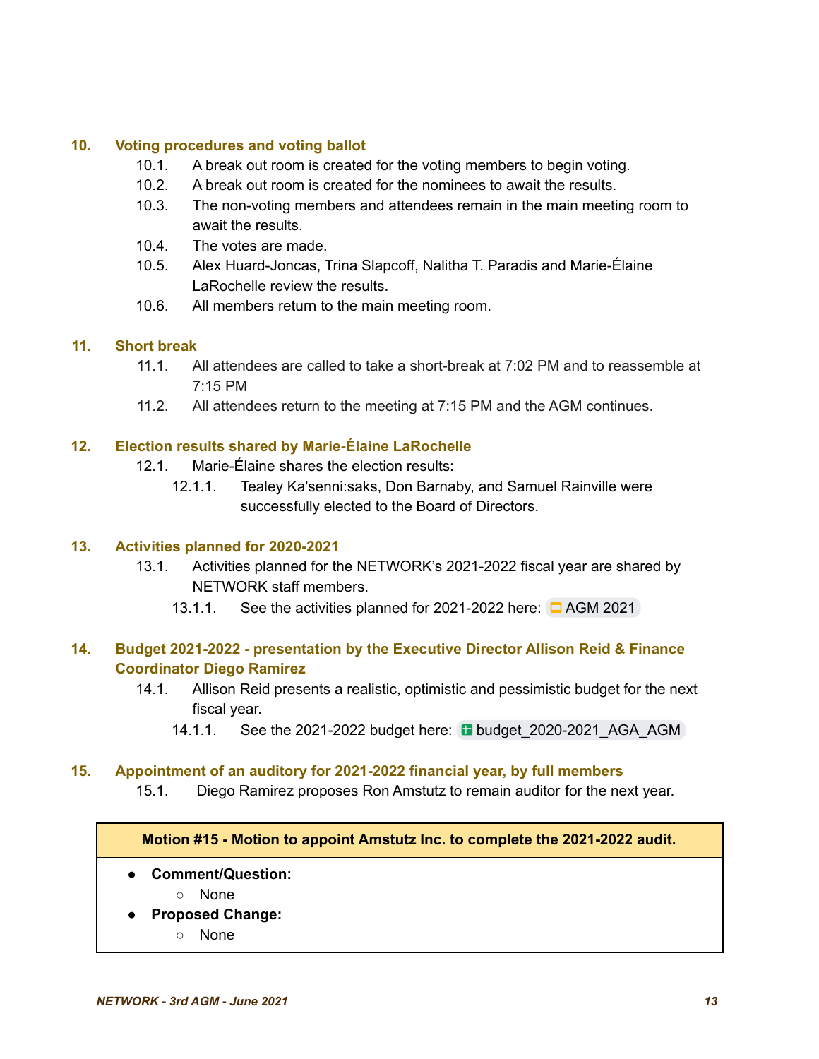## 10. Voting procedures and voting ballot

10.1. A break out room is created for the voting members to begin voting.

10.2. A break out room is created for the nominees to await the results.

10.3. The non-voting members and attendees remain in the main meeting room to await the results.

10.4. The votes are made.

10.5. Alex Huard-Joncas, Trina Slapcoff, Nalitha T. Paradis and Marie-Élaine LaRochelle review the results.

10.6. All members return to the main meeting room.

## 11. Short break

11.1. All attendees are called to take a short-break at 7:02 PM and to reassemble at 7:15 PM

11.2. All attendees return to the meeting at 7:15 PM and the AGM continues.

## 12. Election results shared by Marie-Élaine LaRochelle

12.1. Marie-Élaine shares the election results:

12.1.1. Tealey Ka'senni:saks, Don Barnaby, and Samuel Rainville were successfully elected to the Board of Directors.

## 13. Activities planned for 2020-2021

13.1. Activities planned for the NETWORK's 2021-2022 fiscal year are shared by NETWORK staff members.

13.1.1. See the activities planned for 2021-2022 here: AGM 2021

## 14. Budget 2021-2022 - presentation by the Executive Director Allison Reid & Finance Coordinator Diego Ramirez

14.1. Allison Reid presents a realistic, optimistic and pessimistic budget for the next fiscal year.

14.1.1. See the 2021-2022 budget here: budget_2020-2021_AGA_AGM

## 15. Appointment of an auditory for 2021-2022 financial year, by full members

15.1. Diego Ramirez proposes Ron Amstutz to remain auditor for the next year.

| **Motion #15 - Motion to appoint Amstutz Inc. to complete the 2021-2022 audit.** |
| --- |
| • **Comment/Question:**<br>○ None<br>• **Proposed Change:**<br>○ None |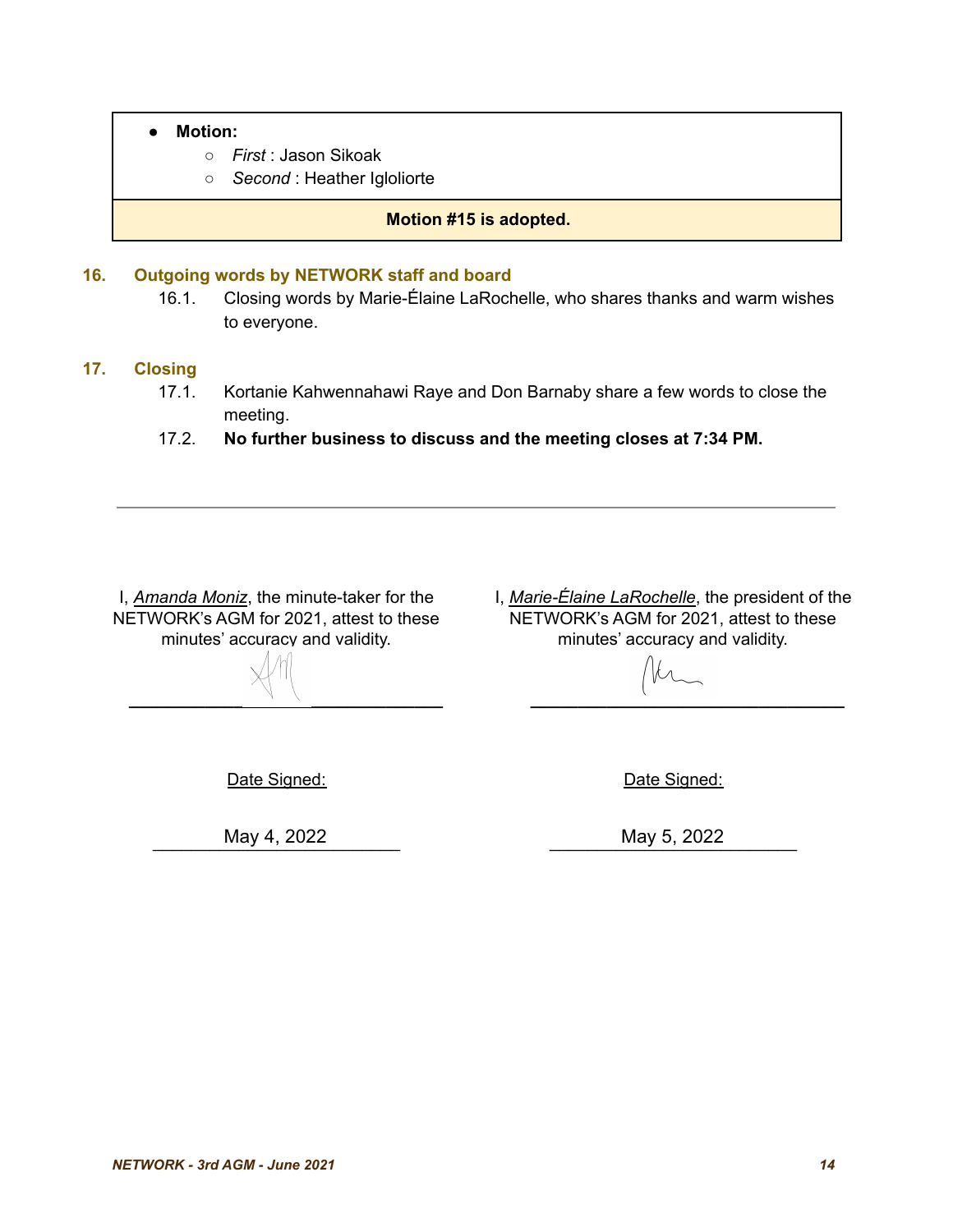- **Motion:**
  - *First* : Jason Sikoak
  - *Second* : Heather Igloliorte

**Motion #15 is adopted.**

## 16. Outgoing words by NETWORK staff and board

16.1. Closing words by Marie-Élaine LaRochelle, who shares thanks and warm wishes to everyone.

## 17. Closing

17.1. Kortanie Kahwennahawi Raye and Don Barnaby share a few words to close the meeting.

17.2. **No further business to discuss and the meeting closes at 7:34 PM.**

---

I, *Amanda Moniz*, the minute-taker for the NETWORK's AGM for 2021, attest to these minutes' accuracy and validity.

______________________________

Date Signed:

May 4, 2022

I, *Marie-Élaine LaRochelle*, the president of the NETWORK's AGM for 2021, attest to these minutes' accuracy and validity.

______________________________

Date Signed:

May 5, 2022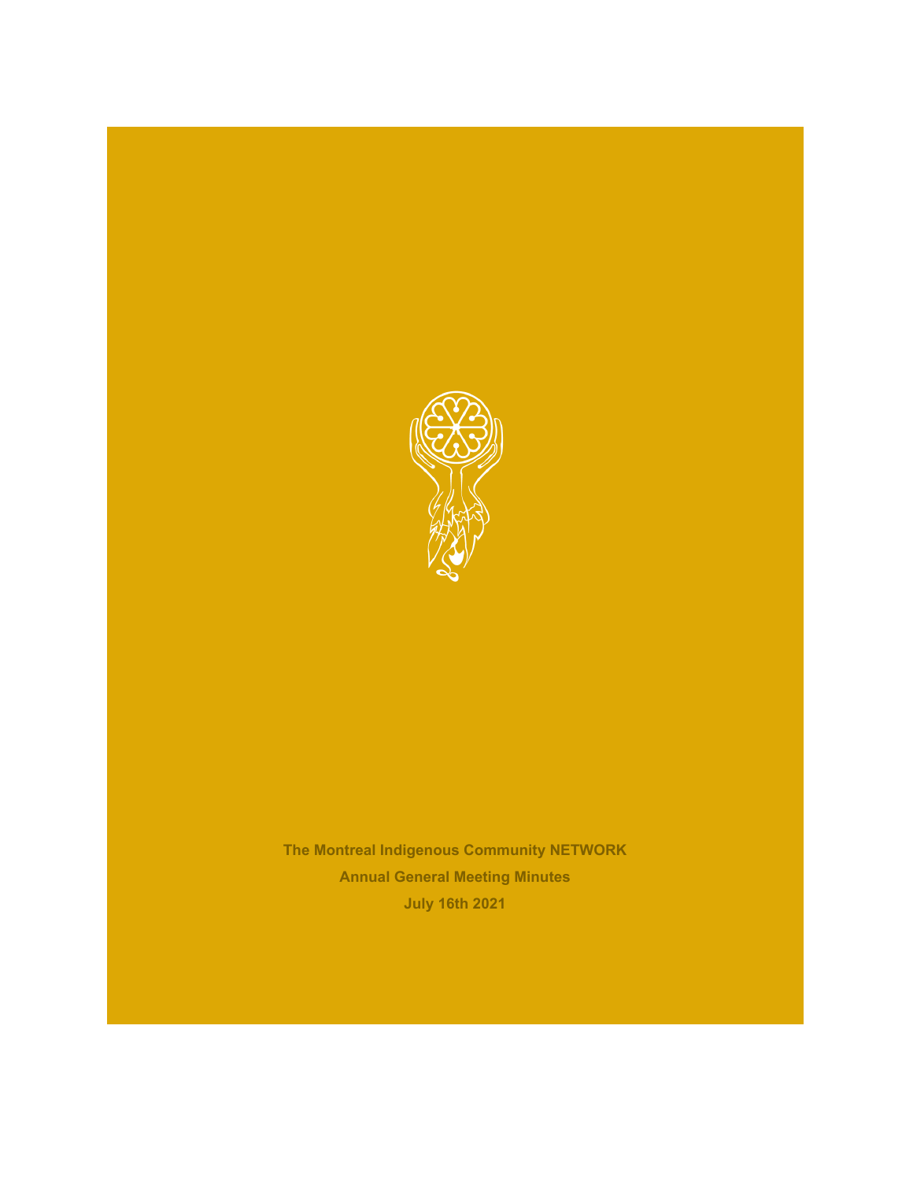**The Montreal Indigenous Community NETWORK**

**Annual General Meeting Minutes**

**July 16th 2021**